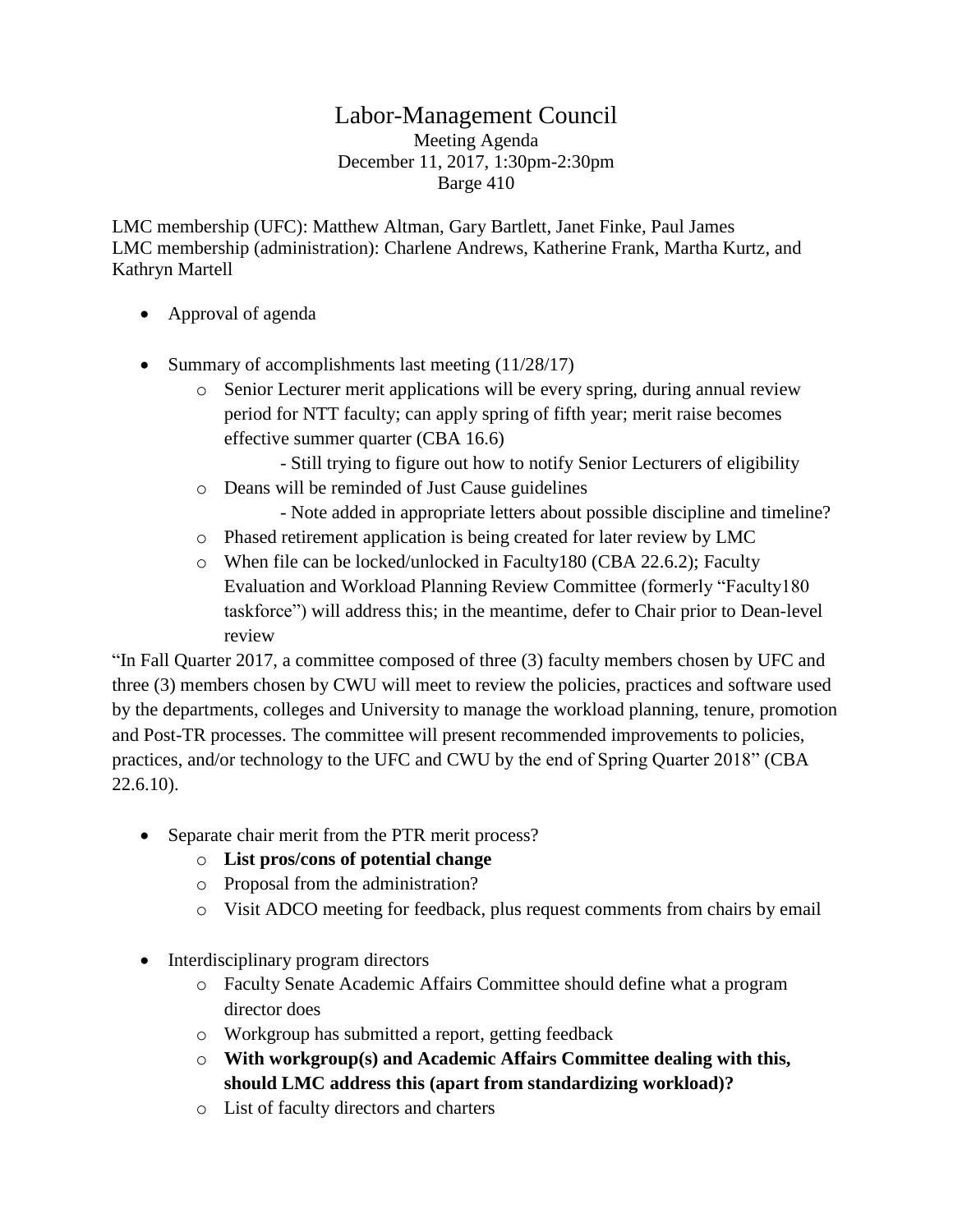# Labor-Management Council

Meeting Agenda
December 11, 2017, 1:30pm-2:30pm
Barge 410

LMC membership (UFC): Matthew Altman, Gary Bartlett, Janet Finke, Paul James
LMC membership (administration): Charlene Andrews, Katherine Frank, Martha Kurtz, and Kathryn Martell

- Approval of agenda
- Summary of accomplishments last meeting (11/28/17)
  - Senior Lecturer merit applications will be every spring, during annual review period for NTT faculty; can apply spring of fifth year; merit raise becomes effective summer quarter (CBA 16.6)
    - Still trying to figure out how to notify Senior Lecturers of eligibility
  - Deans will be reminded of Just Cause guidelines
    - Note added in appropriate letters about possible discipline and timeline?
  - Phased retirement application is being created for later review by LMC
  - When file can be locked/unlocked in Faculty180 (CBA 22.6.2); Faculty Evaluation and Workload Planning Review Committee (formerly "Faculty180 taskforce") will address this; in the meantime, defer to Chair prior to Dean-level review

"In Fall Quarter 2017, a committee composed of three (3) faculty members chosen by UFC and three (3) members chosen by CWU will meet to review the policies, practices and software used by the departments, colleges and University to manage the workload planning, tenure, promotion and Post-TR processes. The committee will present recommended improvements to policies, practices, and/or technology to the UFC and CWU by the end of Spring Quarter 2018" (CBA 22.6.10).

- Separate chair merit from the PTR merit process?
  - **List pros/cons of potential change**
  - Proposal from the administration?
  - Visit ADCO meeting for feedback, plus request comments from chairs by email
- Interdisciplinary program directors
  - Faculty Senate Academic Affairs Committee should define what a program director does
  - Workgroup has submitted a report, getting feedback
  - **With workgroup(s) and Academic Affairs Committee dealing with this, should LMC address this (apart from standardizing workload)?**
  - List of faculty directors and charters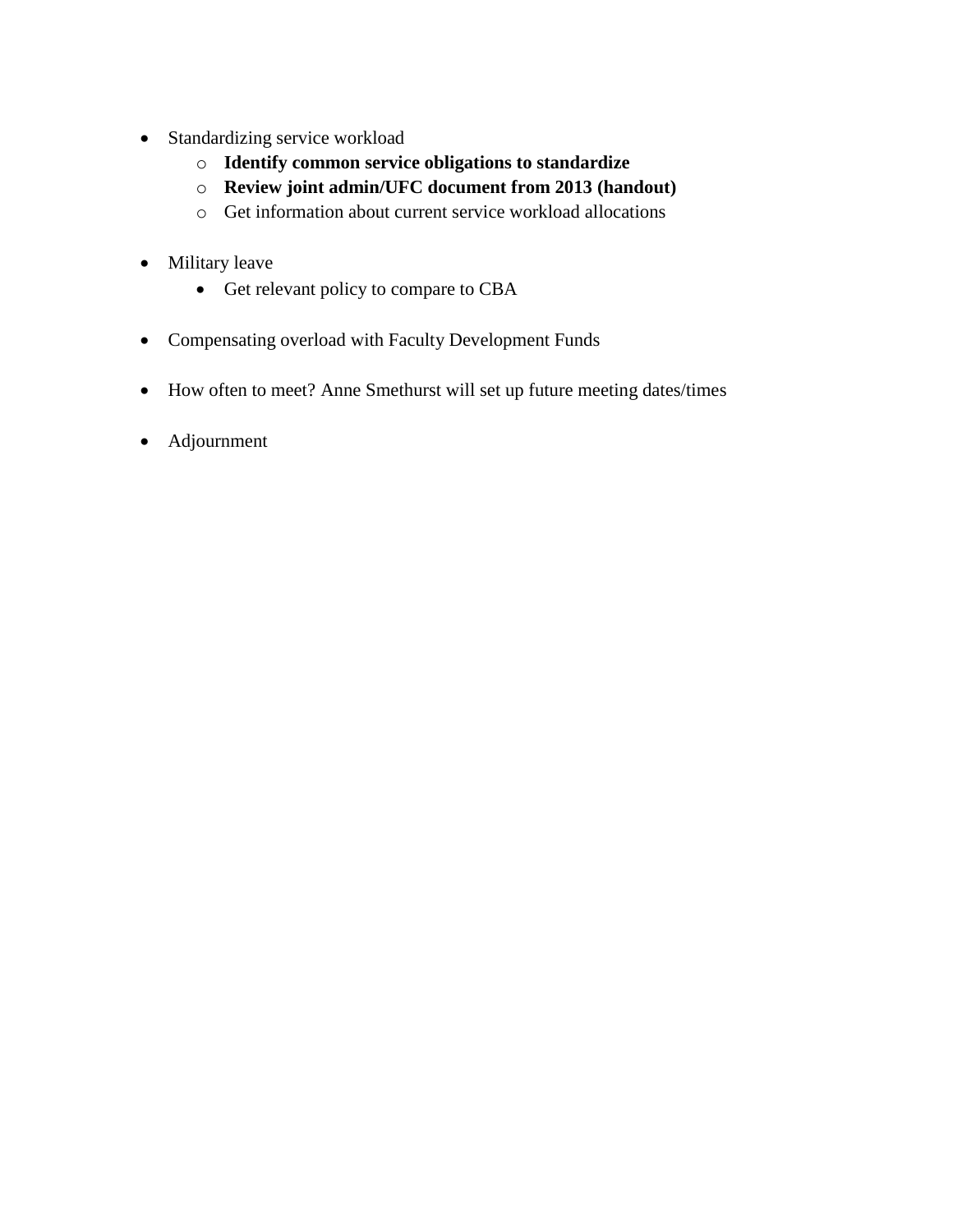- Standardizing service workload
  - **Identify common service obligations to standardize**
  - **Review joint admin/UFC document from 2013 (handout)**
  - Get information about current service workload allocations

- Military leave
  - Get relevant policy to compare to CBA

- Compensating overload with Faculty Development Funds

- How often to meet? Anne Smethurst will set up future meeting dates/times

- Adjournment